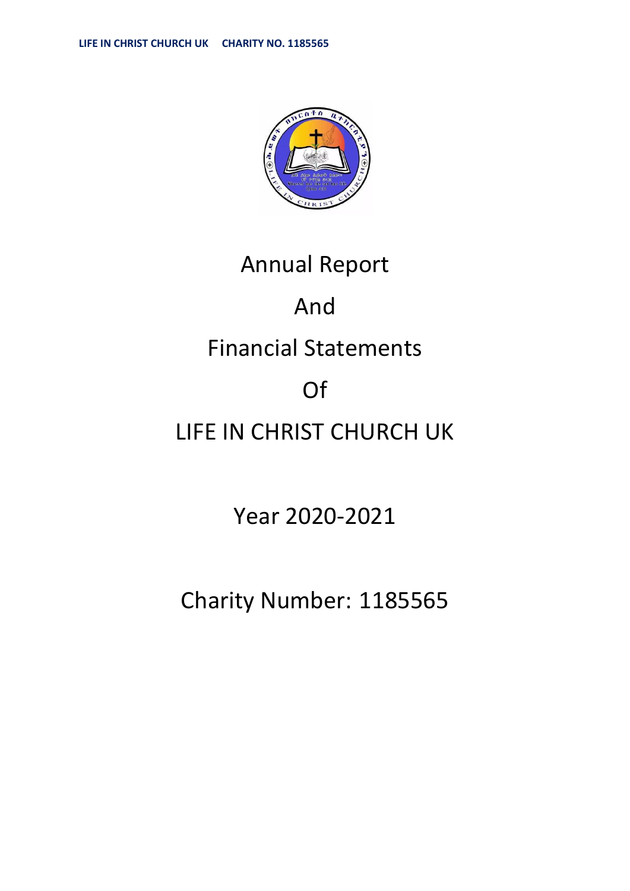# Annual Report

# And

# Financial Statements

# Of

# LIFE IN CHRIST CHURCH UK

## Year 2020-2021

## Charity Number: 1185565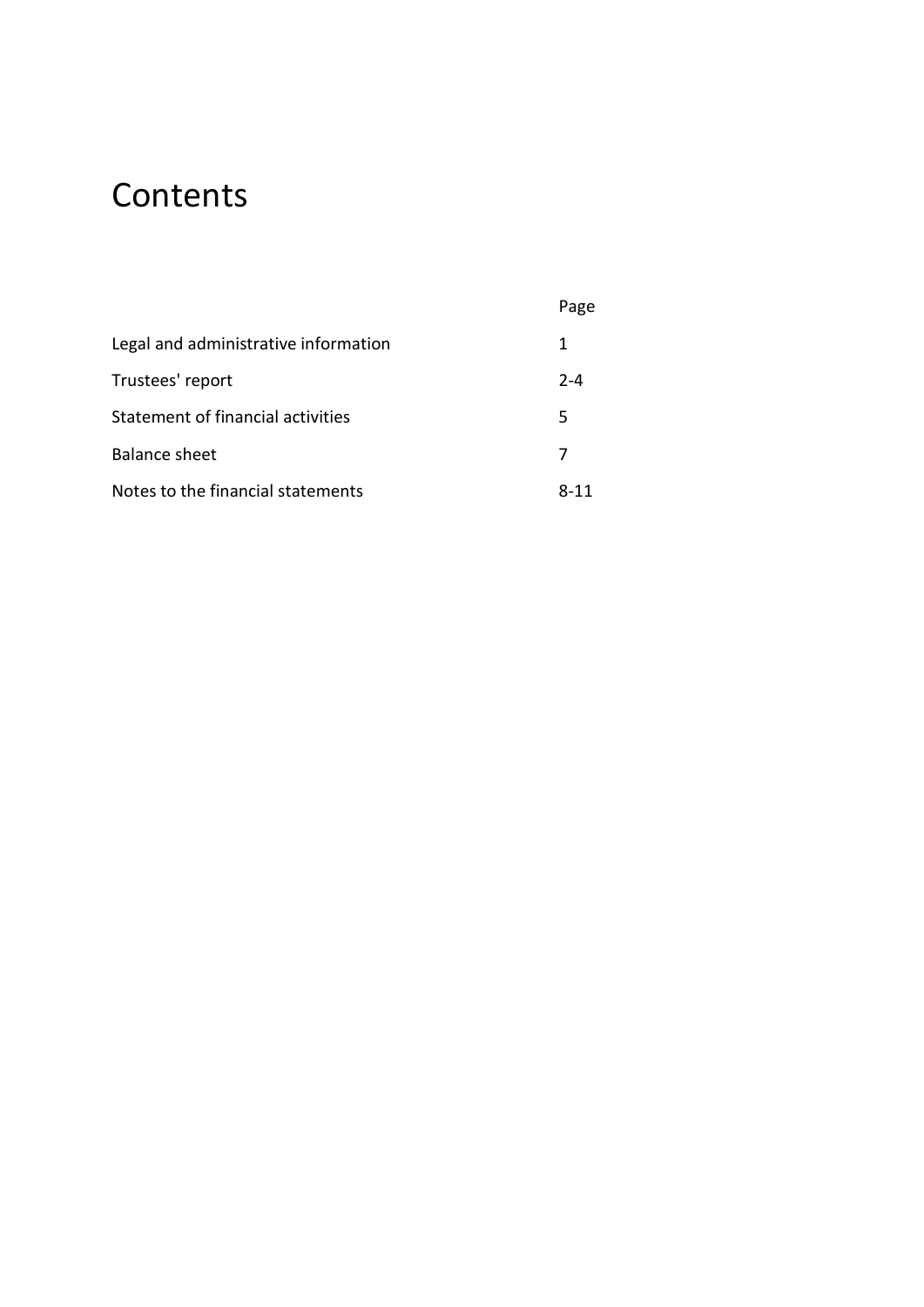# Contents

| | Page |
|---|---|
| Legal and administrative information | 1 |
| Trustees' report | 2-4 |
| Statement of financial activities | 5 |
| Balance sheet | 7 |
| Notes to the financial statements | 8-11 |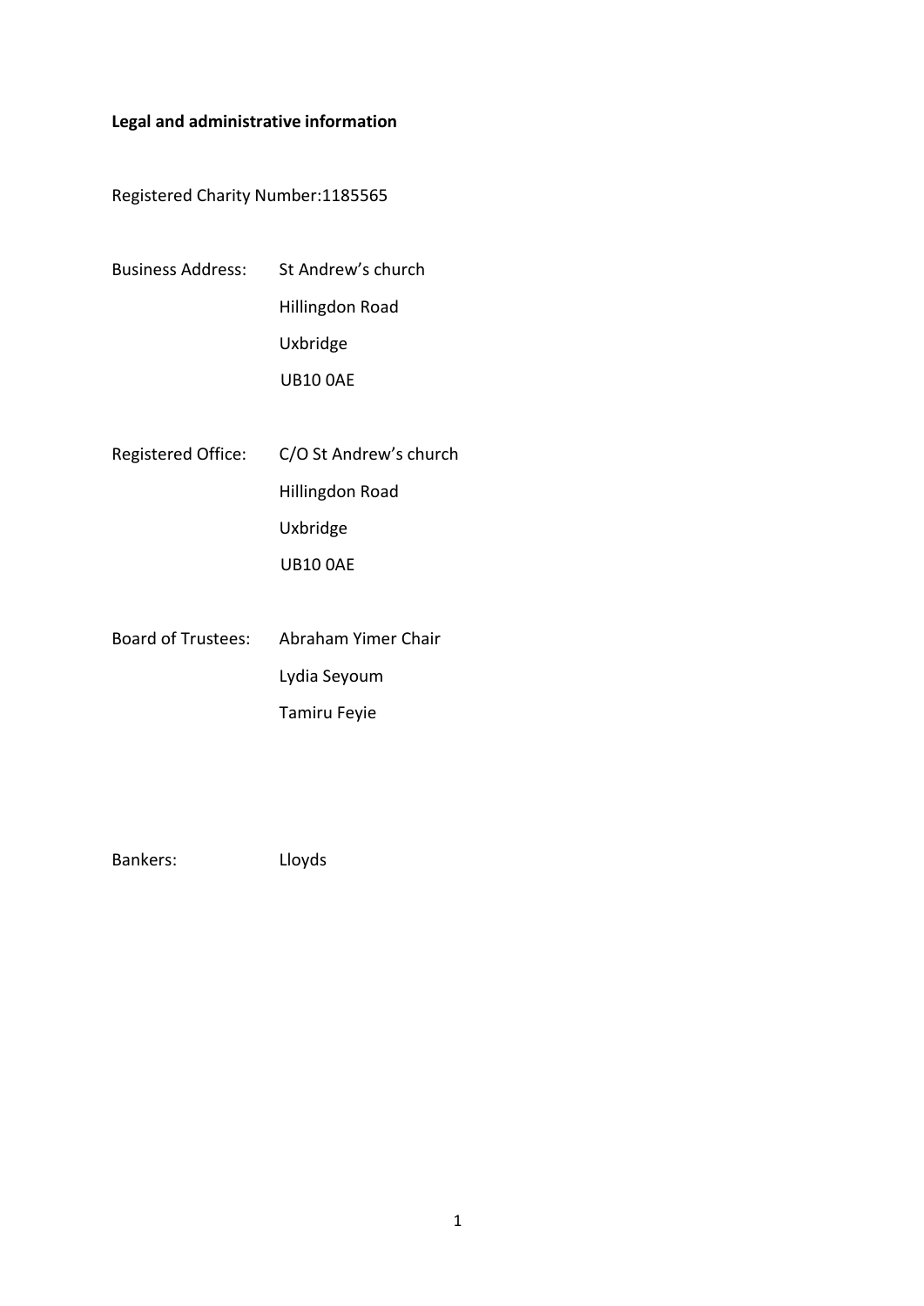**Legal and administrative information**

Registered Charity Number:1185565

| | |
|---|---|
| Business Address: | St Andrew's church |
| | Hillingdon Road |
| | Uxbridge |
| | UB10 0AE |
| Registered Office: | C/O St Andrew's church |
| | Hillingdon Road |
| | Uxbridge |
| | UB10 0AE |
| Board of Trustees: | Abraham Yimer Chair |
| | Lydia Seyoum |
| | Tamiru Feyie |
| Bankers: | Lloyds |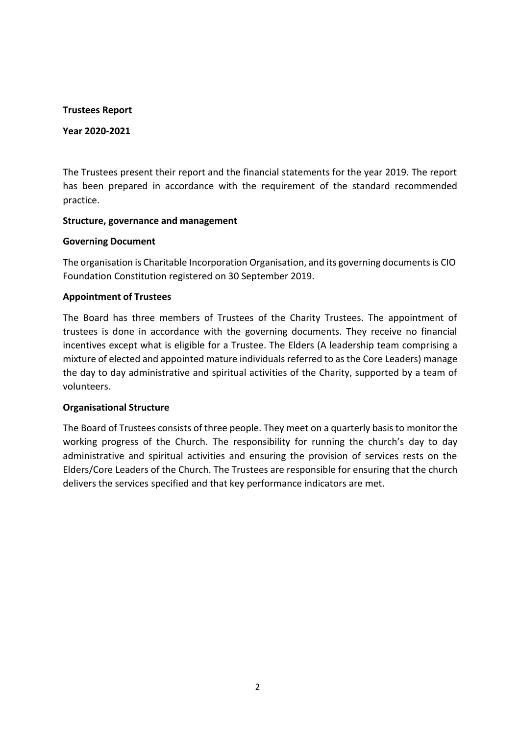**Trustees Report**

**Year 2020-2021**

The Trustees present their report and the financial statements for the year 2019. The report has been prepared in accordance with the requirement of the standard recommended practice.

**Structure, governance and management**

**Governing Document**

The organisation is Charitable Incorporation Organisation, and its governing documents is CIO Foundation Constitution registered on 30 September 2019.

**Appointment of Trustees**

The Board has three members of Trustees of the Charity Trustees. The appointment of trustees is done in accordance with the governing documents. They receive no financial incentives except what is eligible for a Trustee. The Elders (A leadership team comprising a mixture of elected and appointed mature individuals referred to as the Core Leaders) manage the day to day administrative and spiritual activities of the Charity, supported by a team of volunteers.

**Organisational Structure**

The Board of Trustees consists of three people. They meet on a quarterly basis to monitor the working progress of the Church. The responsibility for running the church's day to day administrative and spiritual activities and ensuring the provision of services rests on the Elders/Core Leaders of the Church. The Trustees are responsible for ensuring that the church delivers the services specified and that key performance indicators are met.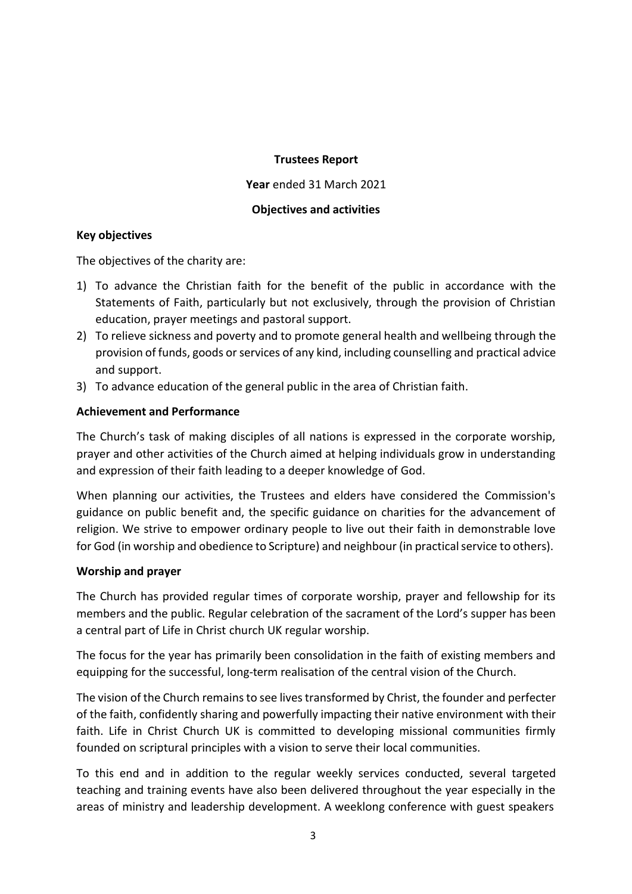**Trustees Report**

**Year** ended 31 March 2021

**Objectives and activities**

**Key objectives**

The objectives of the charity are:

1) To advance the Christian faith for the benefit of the public in accordance with the Statements of Faith, particularly but not exclusively, through the provision of Christian education, prayer meetings and pastoral support.
2) To relieve sickness and poverty and to promote general health and wellbeing through the provision of funds, goods or services of any kind, including counselling and practical advice and support.
3) To advance education of the general public in the area of Christian faith.

**Achievement and Performance**

The Church's task of making disciples of all nations is expressed in the corporate worship, prayer and other activities of the Church aimed at helping individuals grow in understanding and expression of their faith leading to a deeper knowledge of God.

When planning our activities, the Trustees and elders have considered the Commission's guidance on public benefit and, the specific guidance on charities for the advancement of religion. We strive to empower ordinary people to live out their faith in demonstrable love for God (in worship and obedience to Scripture) and neighbour (in practical service to others).

**Worship and prayer**

The Church has provided regular times of corporate worship, prayer and fellowship for its members and the public. Regular celebration of the sacrament of the Lord's supper has been a central part of Life in Christ church UK regular worship.

The focus for the year has primarily been consolidation in the faith of existing members and equipping for the successful, long-term realisation of the central vision of the Church.

The vision of the Church remains to see lives transformed by Christ, the founder and perfecter of the faith, confidently sharing and powerfully impacting their native environment with their faith. Life in Christ Church UK is committed to developing missional communities firmly founded on scriptural principles with a vision to serve their local communities.

To this end and in addition to the regular weekly services conducted, several targeted teaching and training events have also been delivered throughout the year especially in the areas of ministry and leadership development. A weeklong conference with guest speakers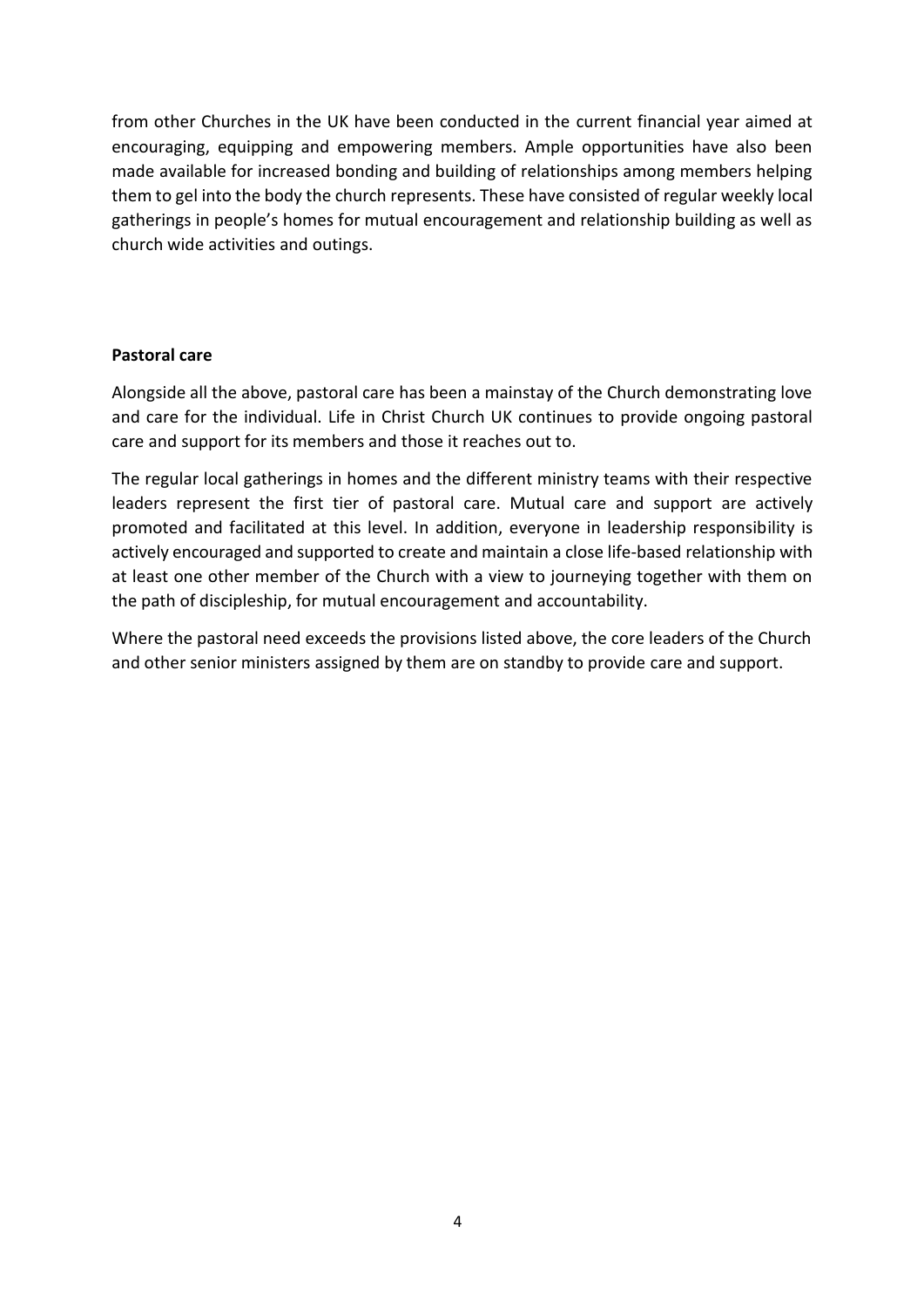from other Churches in the UK have been conducted in the current financial year aimed at encouraging, equipping and empowering members. Ample opportunities have also been made available for increased bonding and building of relationships among members helping them to gel into the body the church represents. These have consisted of regular weekly local gatherings in people's homes for mutual encouragement and relationship building as well as church wide activities and outings.

**Pastoral care**

Alongside all the above, pastoral care has been a mainstay of the Church demonstrating love and care for the individual. Life in Christ Church UK continues to provide ongoing pastoral care and support for its members and those it reaches out to.

The regular local gatherings in homes and the different ministry teams with their respective leaders represent the first tier of pastoral care. Mutual care and support are actively promoted and facilitated at this level. In addition, everyone in leadership responsibility is actively encouraged and supported to create and maintain a close life-based relationship with at least one other member of the Church with a view to journeying together with them on the path of discipleship, for mutual encouragement and accountability.

Where the pastoral need exceeds the provisions listed above, the core leaders of the Church and other senior ministers assigned by them are on standby to provide care and support.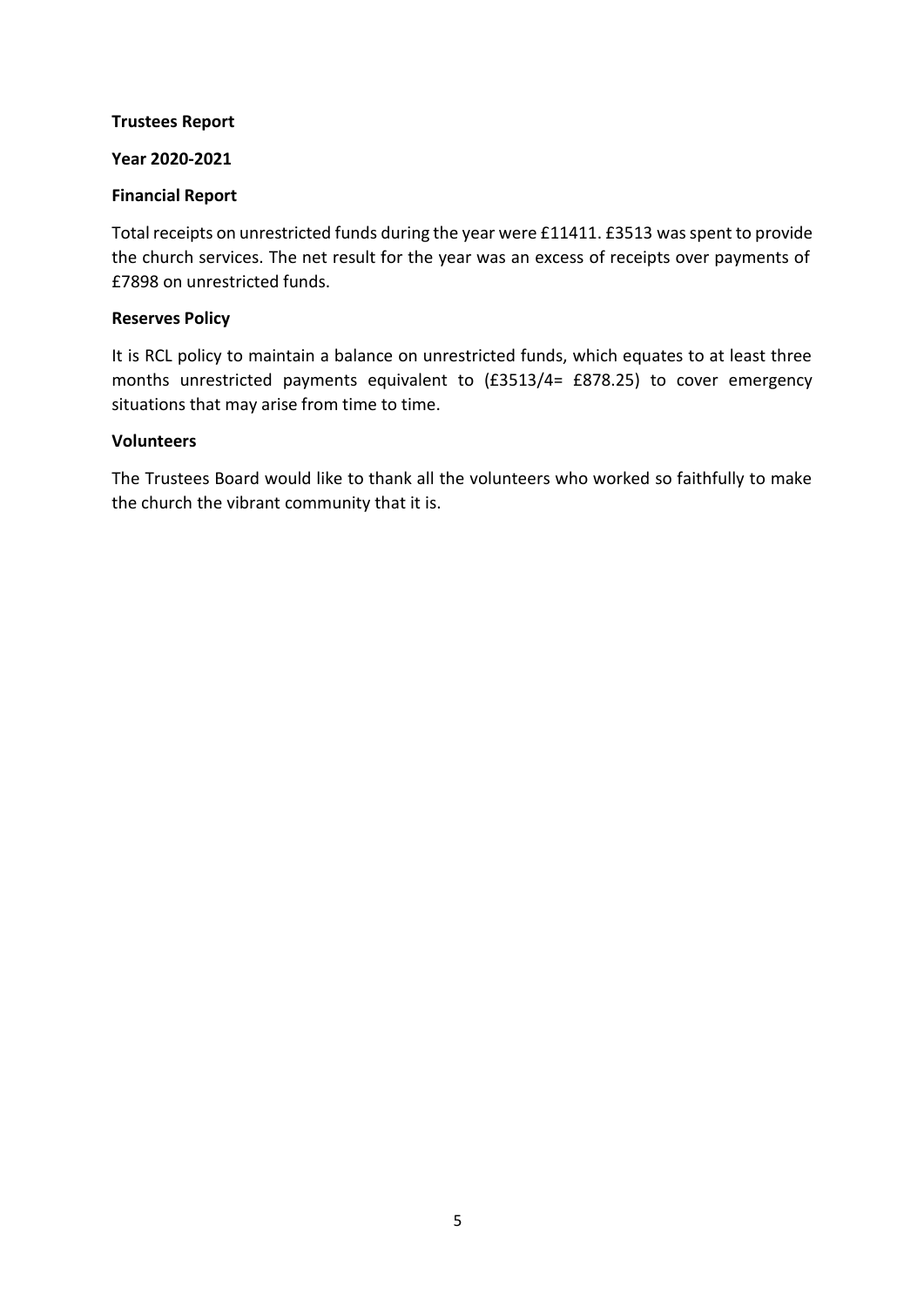**Trustees Report**

**Year 2020-2021**

**Financial Report**

Total receipts on unrestricted funds during the year were £11411. £3513 was spent to provide the church services. The net result for the year was an excess of receipts over payments of £7898 on unrestricted funds.

**Reserves Policy**

It is RCL policy to maintain a balance on unrestricted funds, which equates to at least three months unrestricted payments equivalent to (£3513/4= £878.25) to cover emergency situations that may arise from time to time.

**Volunteers**

The Trustees Board would like to thank all the volunteers who worked so faithfully to make the church the vibrant community that it is.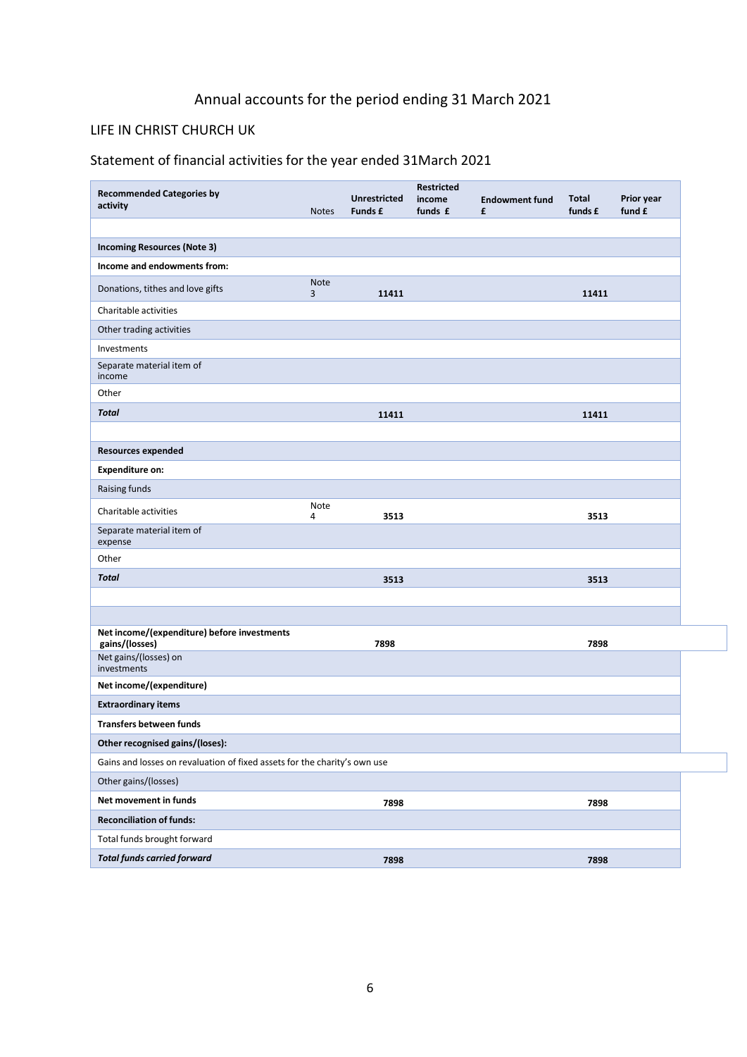# Annual accounts for the period ending 31 March 2021

## LIFE IN CHRIST CHURCH UK

## Statement of financial activities for the year ended 31March 2021

| Recommended Categories by activity | Notes | Unrestricted Funds £ | Restricted income funds £ | Endowment fund £ | Total funds £ | Prior year fund £ |
|---|---|---|---|---|---|---|
| | | | | | | |
| **Incoming Resources (Note 3)** | | | | | | |
| **Income and endowments from:** | | | | | | |
| Donations, tithes and love gifts | Note 3 | 11411 | | | 11411 | |
| Charitable activities | | | | | | |
| Other trading activities | | | | | | |
| Investments | | | | | | |
| Separate material item of income | | | | | | |
| Other | | | | | | |
| ***Total*** | | 11411 | | | 11411 | |
| | | | | | | |
| **Resources expended** | | | | | | |
| **Expenditure on:** | | | | | | |
| Raising funds | | | | | | |
| Charitable activities | Note 4 | 3513 | | | 3513 | |
| Separate material item of expense | | | | | | |
| Other | | | | | | |
| ***Total*** | | 3513 | | | 3513 | |
| | | | | | | |
| | | | | | | |
| **Net income/(expenditure) before investments gains/(losses)** | | 7898 | | | 7898 | |
| Net gains/(losses) on investments | | | | | | |
| **Net income/(expenditure)** | | | | | | |
| **Extraordinary items** | | | | | | |
| **Transfers between funds** | | | | | | |
| **Other recognised gains/(loses):** | | | | | | |
| Gains and losses on revaluation of fixed assets for the charity's own use | | | | | | |
| Other gains/(losses) | | | | | | |
| **Net movement in funds** | | 7898 | | | 7898 | |
| **Reconciliation of funds:** | | | | | | |
| Total funds brought forward | | | | | | |
| ***Total funds carried forward*** | | 7898 | | | 7898 | |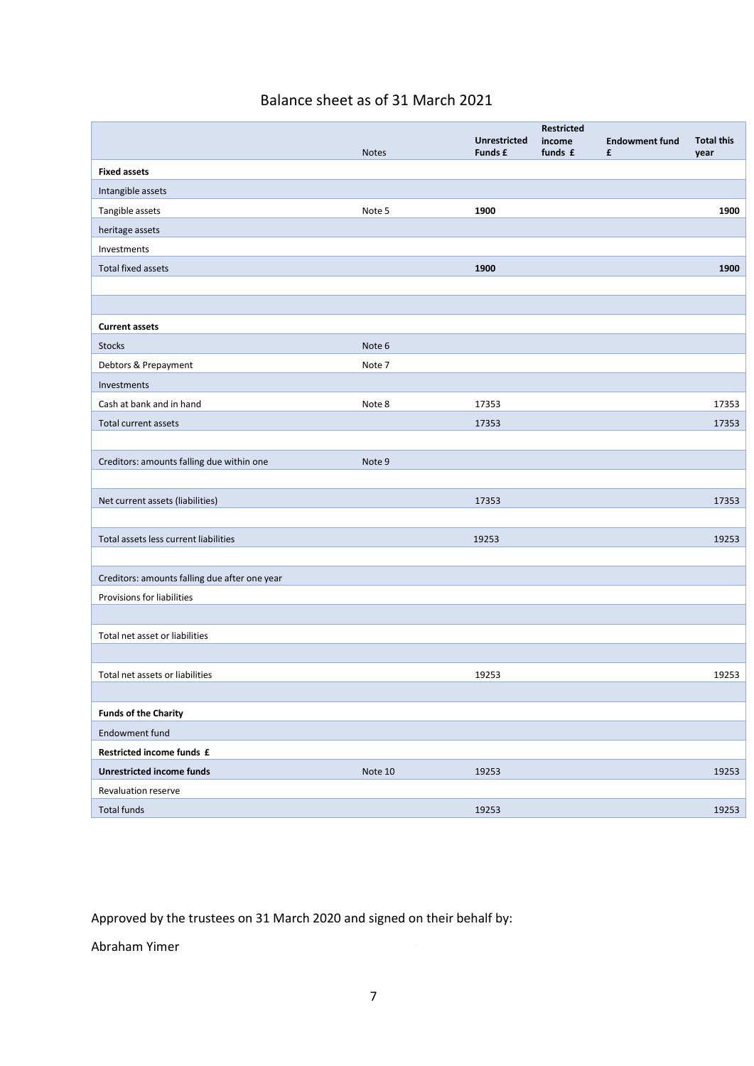# Balance sheet as of 31 March 2021

| | Notes | Unrestricted Funds £ | Restricted income funds £ | Endowment fund £ | Total this year |
|---|---|---|---|---|---|
| **Fixed assets** | | | | | |
| Intangible assets | | | | | |
| Tangible assets | Note 5 | **1900** | | | **1900** |
| heritage assets | | | | | |
| Investments | | | | | |
| Total fixed assets | | **1900** | | | **1900** |
| | | | | | |
| | | | | | |
| **Current assets** | | | | | |
| Stocks | Note 6 | | | | |
| Debtors & Prepayment | Note 7 | | | | |
| Investments | | | | | |
| Cash at bank and in hand | Note 8 | 17353 | | | 17353 |
| Total current assets | | 17353 | | | 17353 |
| | | | | | |
| Creditors: amounts falling due within one | Note 9 | | | | |
| | | | | | |
| Net current assets (liabilities) | | 17353 | | | 17353 |
| | | | | | |
| Total assets less current liabilities | | 19253 | | | 19253 |
| | | | | | |
| Creditors: amounts falling due after one year | | | | | |
| Provisions for liabilities | | | | | |
| | | | | | |
| Total net asset or liabilities | | | | | |
| | | | | | |
| Total net assets or liabilities | | 19253 | | | 19253 |
| | | | | | |
| **Funds of the Charity** | | | | | |
| Endowment fund | | | | | |
| **Restricted income funds £** | | | | | |
| **Unrestricted income funds** | Note 10 | 19253 | | | 19253 |
| Revaluation reserve | | | | | |
| Total funds | | 19253 | | | 19253 |

Approved by the trustees on 31 March 2020 and signed on their behalf by:

Abraham Yimer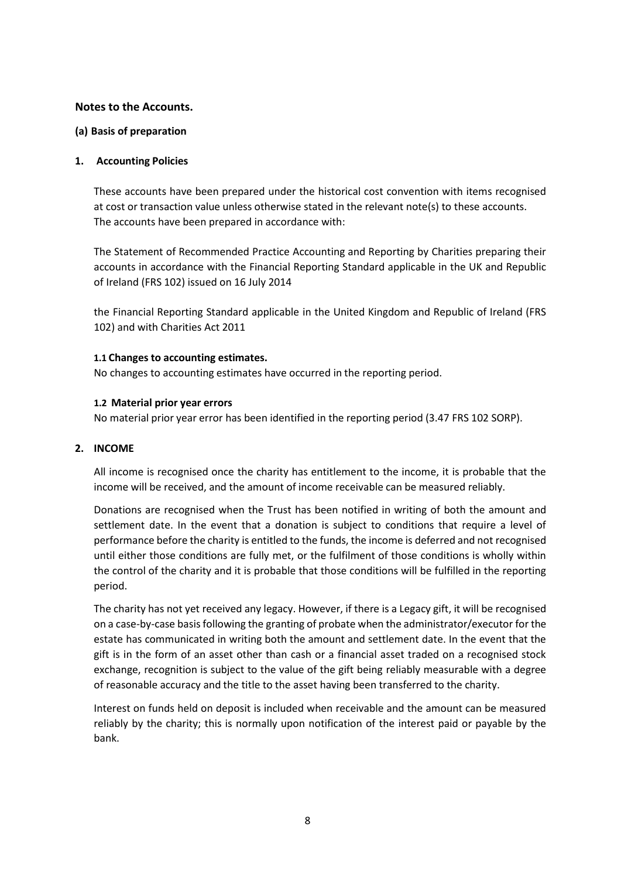## Notes to the Accounts.

### (a) Basis of preparation

### 1. Accounting Policies

These accounts have been prepared under the historical cost convention with items recognised at cost or transaction value unless otherwise stated in the relevant note(s) to these accounts. The accounts have been prepared in accordance with:

The Statement of Recommended Practice Accounting and Reporting by Charities preparing their accounts in accordance with the Financial Reporting Standard applicable in the UK and Republic of Ireland (FRS 102) issued on 16 July 2014

the Financial Reporting Standard applicable in the United Kingdom and Republic of Ireland (FRS 102) and with Charities Act 2011

#### 1.1 Changes to accounting estimates.

No changes to accounting estimates have occurred in the reporting period.

#### 1.2 Material prior year errors

No material prior year error has been identified in the reporting period (3.47 FRS 102 SORP).

### 2. INCOME

All income is recognised once the charity has entitlement to the income, it is probable that the income will be received, and the amount of income receivable can be measured reliably.

Donations are recognised when the Trust has been notified in writing of both the amount and settlement date. In the event that a donation is subject to conditions that require a level of performance before the charity is entitled to the funds, the income is deferred and not recognised until either those conditions are fully met, or the fulfilment of those conditions is wholly within the control of the charity and it is probable that those conditions will be fulfilled in the reporting period.

The charity has not yet received any legacy. However, if there is a Legacy gift, it will be recognised on a case-by-case basis following the granting of probate when the administrator/executor for the estate has communicated in writing both the amount and settlement date. In the event that the gift is in the form of an asset other than cash or a financial asset traded on a recognised stock exchange, recognition is subject to the value of the gift being reliably measurable with a degree of reasonable accuracy and the title to the asset having been transferred to the charity.

Interest on funds held on deposit is included when receivable and the amount can be measured reliably by the charity; this is normally upon notification of the interest paid or payable by the bank.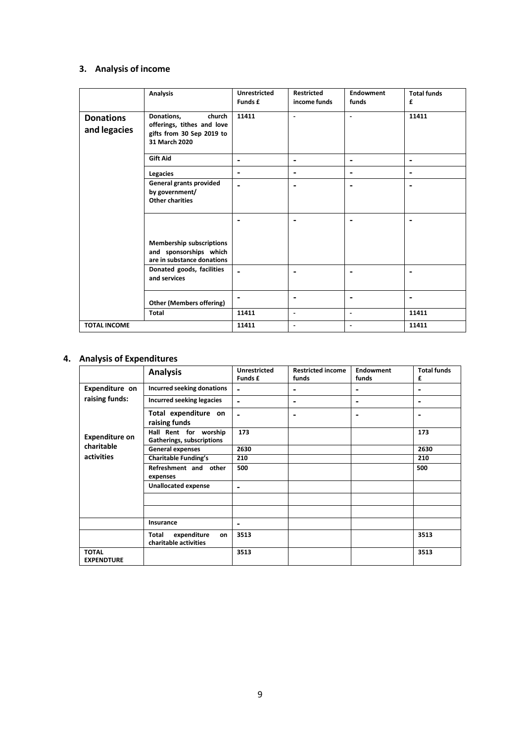## 3. Analysis of income

| | Analysis | Unrestricted Funds £ | Restricted income funds | Endowment funds | Total funds £ |
|---|---|---|---|---|---|
| **Donations and legacies** | **Donations, church offerings, tithes and love gifts from 30 Sep 2019 to 31 March 2020** | **11411** | - | - | **11411** |
| | **Gift Aid** | - | - | - | - |
| | **Legacies** | - | - | - | - |
| | **General grants provided by government/ Other charities** | - | - | - | - |
| | **Membership subscriptions and sponsorships which are in substance donations** | - | - | - | - |
| | **Donated goods, facilities and services** | - | - | - | - |
| | **Other (Members offering)** | - | - | - | - |
| | **Total** | **11411** | - | - | **11411** |
| **TOTAL INCOME** | | **11411** | - | - | **11411** |

## 4. Analysis of Expenditures

| | Analysis | Unrestricted Funds £ | Restricted income funds | Endowment funds | Total funds £ |
|---|---|---|---|---|---|
| **Expenditure on raising funds:** | **Incurred seeking donations** | - | - | - | - |
| | **Incurred seeking legacies** | - | - | - | - |
| | **Total expenditure on raising funds** | - | - | - | - |
| **Expenditure on charitable activities** | **Hall Rent for worship Gatherings, subscriptions** | **173** | | | **173** |
| | **General expenses** | **2630** | | | **2630** |
| | **Charitable Funding's** | **210** | | | **210** |
| | **Refreshment and other expenses** | **500** | | | **500** |
| | **Unallocated expense** | - | | | |
| | | | | | |
| | | | | | |
| | **Insurance** | - | | | |
| | **Total expenditure on charitable activities** | **3513** | | | **3513** |
| **TOTAL EXPENDTURE** | | **3513** | | | **3513** |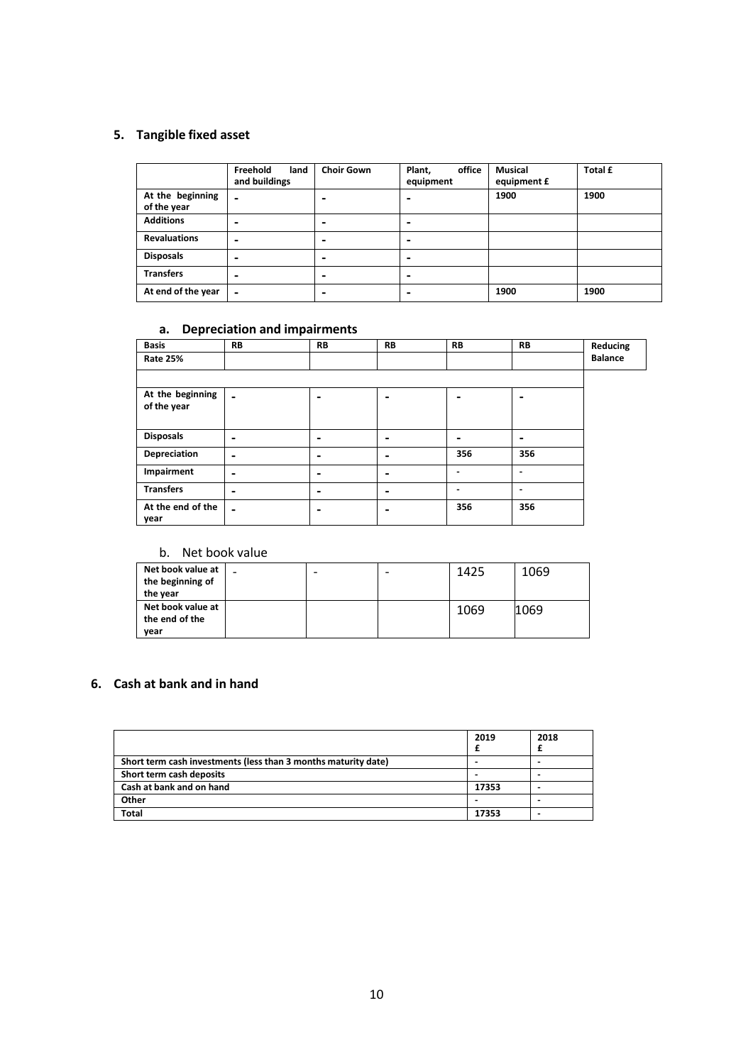## 5. Tangible fixed asset

| | Freehold land and buildings | Choir Gown | Plant, office equipment | Musical equipment £ | Total £ |
|---|---|---|---|---|---|
| At the beginning of the year | - | - | - | 1900 | 1900 |
| Additions | - | - | - | | |
| Revaluations | - | - | - | | |
| Disposals | - | - | - | | |
| Transfers | - | - | - | | |
| At end of the year | - | - | - | 1900 | 1900 |

### a. Depreciation and impairments

| Basis | RB | RB | RB | RB | RB | Reducing Balance |
|---|---|---|---|---|---|---|
| Rate 25% | | | | | | |
| | | | | | | |
| At the beginning of the year | - | - | - | - | - | |
| Disposals | - | - | - | - | - | |
| Depreciation | - | - | - | 356 | 356 | |
| Impairment | - | - | - | - | - | |
| Transfers | - | - | - | - | - | |
| At the end of the year | - | - | - | 356 | 356 | |

### b. Net book value

| | | | | | |
|---|---|---|---|---|---|
| Net book value at the beginning of the year | - | - | - | 1425 | 1069 |
| Net book value at the end of the year | | | | 1069 | 1069 |

## 6. Cash at bank and in hand

| | 2019 £ | 2018 £ |
|---|---|---|
| Short term cash investments (less than 3 months maturity date) | - | - |
| Short term cash deposits | - | - |
| Cash at bank and on hand | 17353 | - |
| Other | - | - |
| Total | 17353 | - |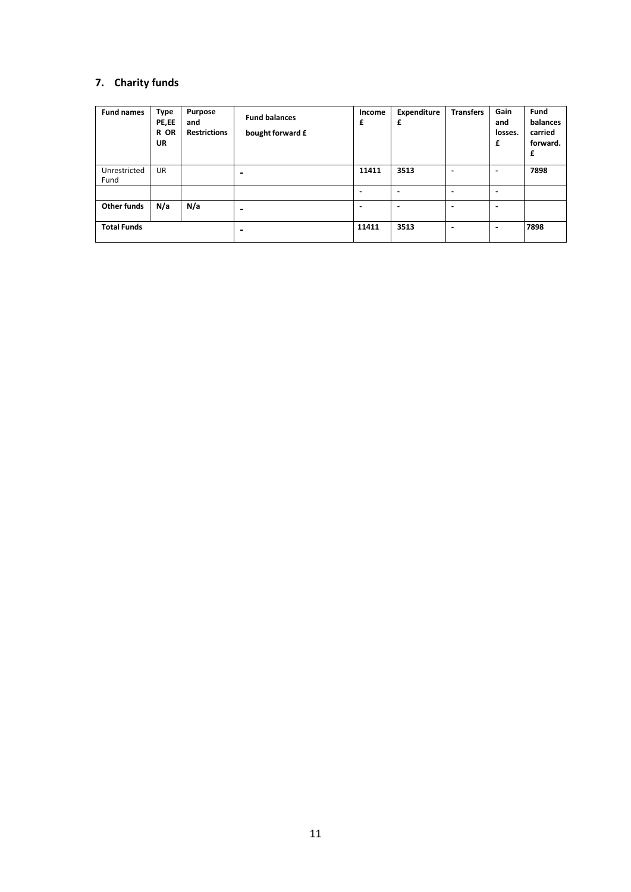## 7. Charity funds

| Fund names | Type PE,EE R OR UR | Purpose and Restrictions | Fund balances bought forward £ | Income £ | Expenditure £ | Transfers | Gain and losses. £ | Fund balances carried forward. £ |
|---|---|---|---|---|---|---|---|---|
| Unrestricted Fund | UR | | - | 11411 | 3513 | - | - | 7898 |
| | | | | - | - | - | - | |
| Other funds | N/a | N/a | - | - | - | - | - | |
| Total Funds | | | - | 11411 | 3513 | - | - | 7898 |